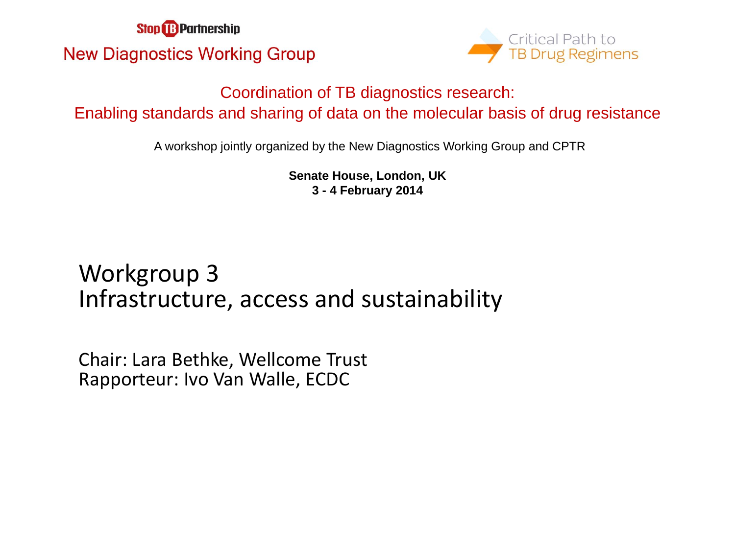Stop TB Partnership

New Diagnostics Working Group

Critical Path to TB Drug Regimens

# Coordination of TB diagnostics research: Enabling standards and sharing of data on the molecular basis of drug resistance

A workshop jointly organized by the New Diagnostics Working Group and CPTR

**Senate House, London, UK**
**3 - 4 February 2014**

## Workgroup 3
## Infrastructure, access and sustainability

Chair: Lara Bethke, Wellcome Trust
Rapporteur: Ivo Van Walle, ECDC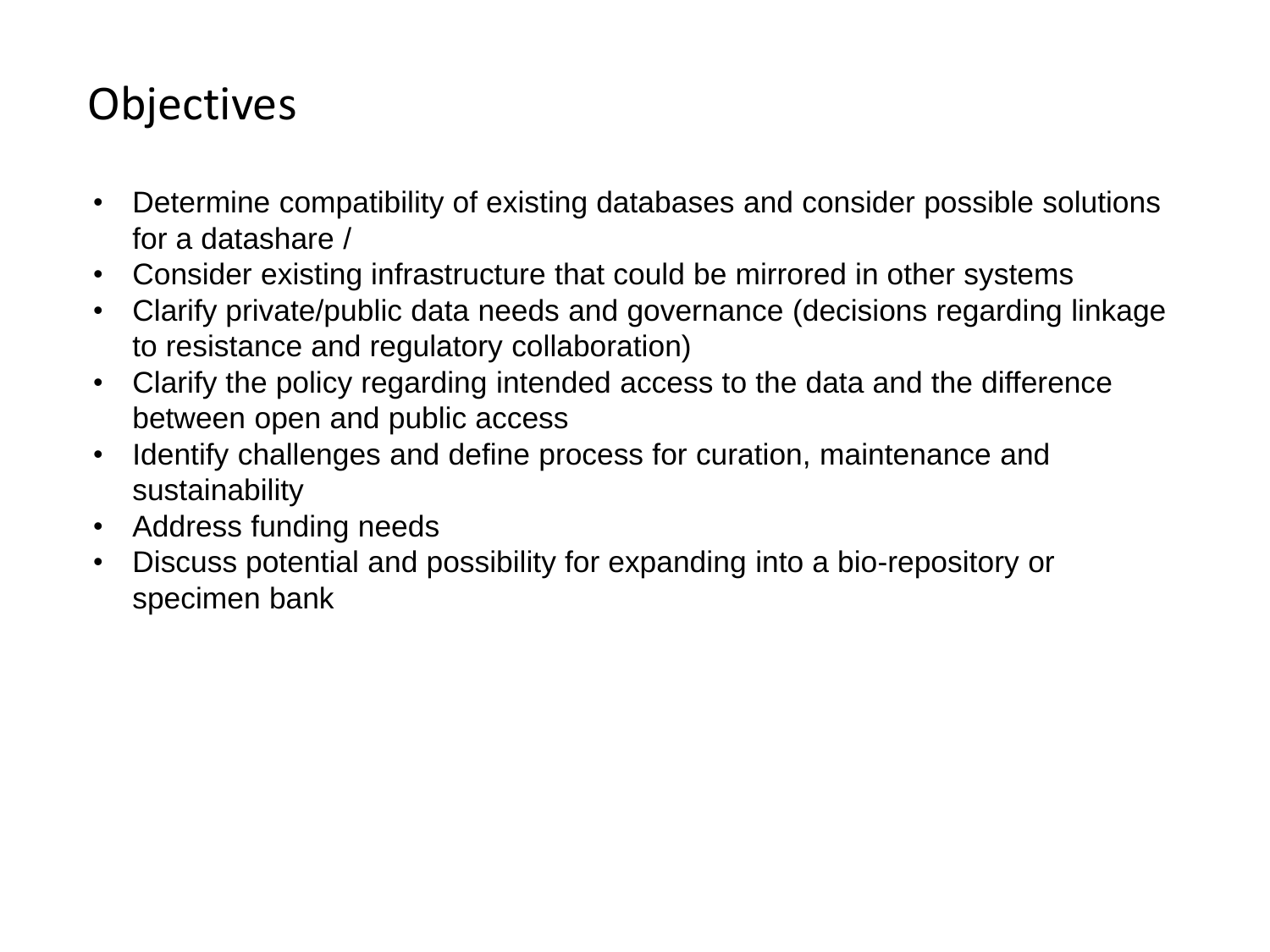# Objectives

- Determine compatibility of existing databases and consider possible solutions for a datashare /
- Consider existing infrastructure that could be mirrored in other systems
- Clarify private/public data needs and governance (decisions regarding linkage to resistance and regulatory collaboration)
- Clarify the policy regarding intended access to the data and the difference between open and public access
- Identify challenges and define process for curation, maintenance and sustainability
- Address funding needs
- Discuss potential and possibility for expanding into a bio-repository or specimen bank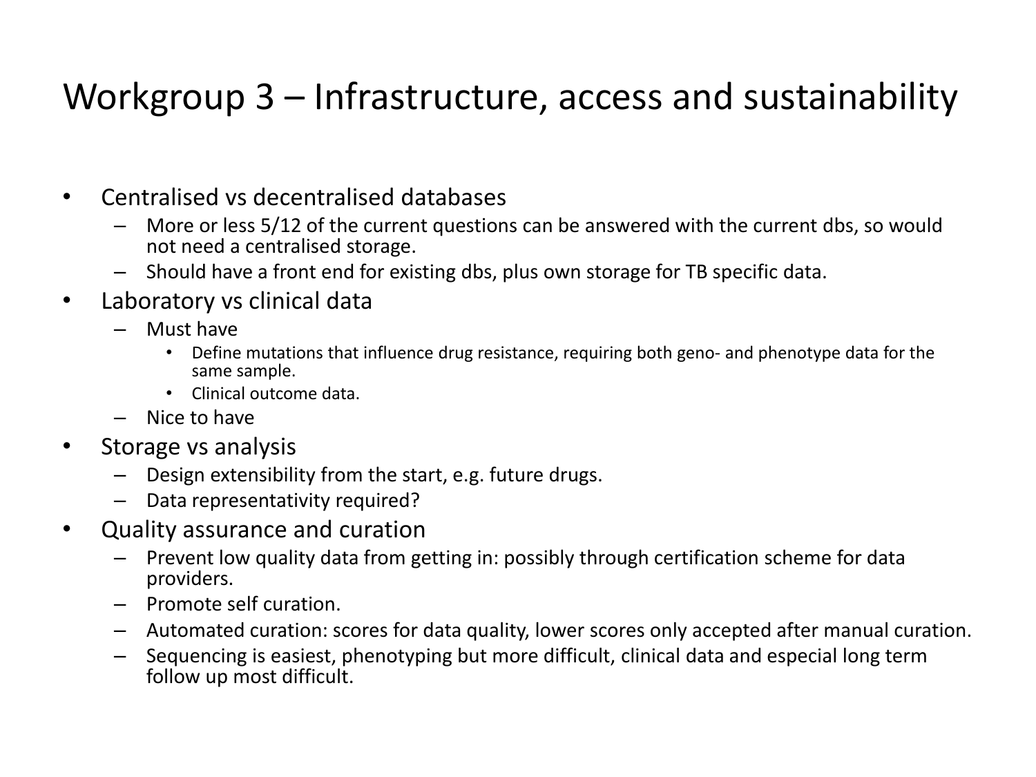# Workgroup 3 – Infrastructure, access and sustainability

- Centralised vs decentralised databases
  - More or less 5/12 of the current questions can be answered with the current dbs, so would not need a centralised storage.
  - Should have a front end for existing dbs, plus own storage for TB specific data.
- Laboratory vs clinical data
  - Must have
    - Define mutations that influence drug resistance, requiring both geno- and phenotype data for the same sample.
    - Clinical outcome data.
  - Nice to have
- Storage vs analysis
  - Design extensibility from the start, e.g. future drugs.
  - Data representativity required?
- Quality assurance and curation
  - Prevent low quality data from getting in: possibly through certification scheme for data providers.
  - Promote self curation.
  - Automated curation: scores for data quality, lower scores only accepted after manual curation.
  - Sequencing is easiest, phenotyping but more difficult, clinical data and especial long term follow up most difficult.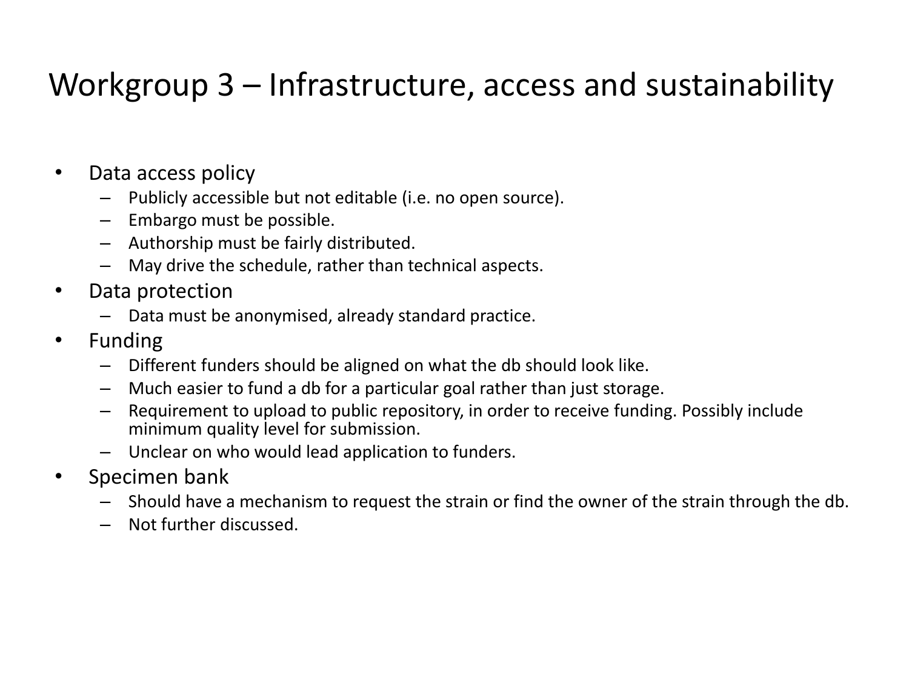# Workgroup 3 – Infrastructure, access and sustainability

- Data access policy
  - Publicly accessible but not editable (i.e. no open source).
  - Embargo must be possible.
  - Authorship must be fairly distributed.
  - May drive the schedule, rather than technical aspects.
- Data protection
  - Data must be anonymised, already standard practice.
- Funding
  - Different funders should be aligned on what the db should look like.
  - Much easier to fund a db for a particular goal rather than just storage.
  - Requirement to upload to public repository, in order to receive funding. Possibly include minimum quality level for submission.
  - Unclear on who would lead application to funders.
- Specimen bank
  - Should have a mechanism to request the strain or find the owner of the strain through the db.
  - Not further discussed.